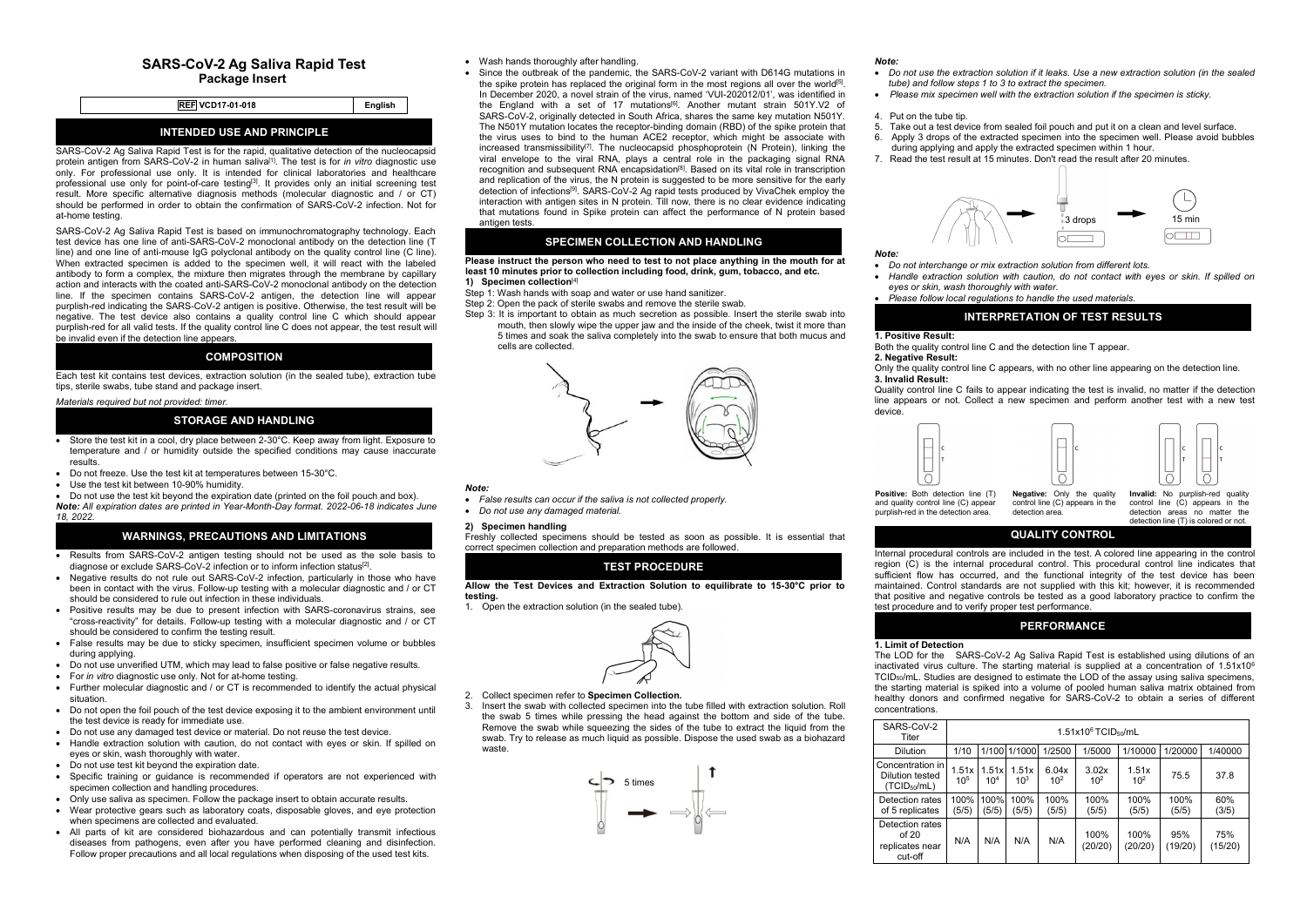# SARS-CoV-2 Ag Saliva Rapid Test

## Package Insert

REF VCD17-01-018 | English

## INTENDED USE AND PRINCIPLE

SARS-CoV-2 Ag Saliva Rapid Test is for the rapid, qualitative detection of the nucleocapsid protein antigen from SARS-CoV-2 in human saliva[1]. The test is for *in vitro* diagnostic use only. For professional use only. It is intended for clinical laboratories and healthcare professional use only for point-of-care testing[3]. It provides only an initial screening test result. More specific alternative diagnosis methods (molecular diagnostic and / or CT) should be performed in order to obtain the confirmation of SARS-CoV-2 infection. Not for at-home testing.

SARS-CoV-2 Ag Saliva Rapid Test is based on immunochromatography technology. Each test device has one line of anti-SARS-CoV-2 monoclonal antibody on the detection line (T line) and one line of anti-mouse IgG polyclonal antibody on the quality control line (C line). When extracted specimen is added to the specimen well, it will react with the labeled antibody to form a complex, the mixture then migrates through the membrane by capillary action and interacts with the coated anti-SARS-CoV-2 monoclonal antibody on the detection line. If the specimen contains SARS-CoV-2 antigen, the detection line will appear purplish-red indicating the SARS-CoV-2 antigen is positive. Otherwise, the test result will be negative. The test device also contains a quality control line C which should appear purplish-red for all valid tests. If the quality control line C does not appear, the test result will be invalid even if the detection line appears.

## COMPOSITION

Each test kit contains test devices, extraction solution (in the sealed tube), extraction tube tips, sterile swabs, tube stand and package insert.

*Materials required but not provided: timer.*

## STORAGE AND HANDLING

- Store the test kit in a cool, dry place between 2-30°C. Keep away from light. Exposure to temperature and / or humidity outside the specified conditions may cause inaccurate results.
- Do not freeze. Use the test kit at temperatures between 15-30°C.
- Use the test kit between 10-90% humidity.
- Do not use the test kit beyond the expiration date (printed on the foil pouch and box).

***Note:** All expiration dates are printed in Year-Month-Day format. 2022-06-18 indicates June 18, 2022.*

## WARNINGS, PRECAUTIONS AND LIMITATIONS

- Results from SARS-CoV-2 antigen testing should not be used as the sole basis to diagnose or exclude SARS-CoV-2 infection or to inform infection status[2].
- Negative results do not rule out SARS-CoV-2 infection, particularly in those who have been in contact with the virus. Follow-up testing with a molecular diagnostic and / or CT should be considered to rule out infection in these individuals.
- Positive results may be due to present infection with SARS-coronavirus strains, see "cross-reactivity" for details. Follow-up testing with a molecular diagnostic and / or CT should be considered to confirm the testing result.
- False results may be due to sticky specimen, insufficient specimen volume or bubbles during applying.
- Do not use unverified UTM, which may lead to false positive or false negative results.
- For *in vitro* diagnostic use only. Not for at-home testing.
- Further molecular diagnostic and / or CT is recommended to identify the actual physical situation.
- Do not open the foil pouch of the test device exposing it to the ambient environment until the test device is ready for immediate use.
- Do not use any damaged test device or material. Do not reuse the test device.
- Handle extraction solution with caution, do not contact with eyes or skin. If spilled on eyes or skin, wash thoroughly with water.
- Do not use test kit beyond the expiration date.
- Specific training or guidance is recommended if operators are not experienced with specimen collection and handling procedures.
- Only use saliva as specimen. Follow the package insert to obtain accurate results.
- Wear protective gears such as laboratory coats, disposable gloves, and eye protection when specimens are collected and evaluated.
- All parts of kit are considered biohazardous and can potentially transmit infectious diseases from pathogens, even after you have performed cleaning and disinfection. Follow proper precautions and all local regulations when disposing of the used test kits.
- Wash hands thoroughly after handling.
- Since the outbreak of the pandemic, the SARS-CoV-2 variant with D614G mutations in the spike protein has replaced the original form in the most regions all over the world[5]. In December 2020, a novel strain of the virus, named 'VUI-202012/01', was identified in the England with a set of 17 mutations[6]. Another mutant strain 501Y.V2 of SARS-CoV-2, originally detected in South Africa, shares the same key mutation N501Y. The N501Y mutation locates the receptor-binding domain (RBD) of the spike protein that the virus uses to bind to the human ACE2 receptor, which might be associate with increased transmissibility[7]. The nucleocapsid phosphoprotein (N Protein), linking the viral envelope to the viral RNA, plays a central role in the packaging signal RNA recognition and subsequent RNA encapsidation[8]. Based on its vital role in transcription and replication of the virus, the N protein is suggested to be more sensitive for the early detection of infections[9]. SARS-CoV-2 Ag rapid tests produced by VivaChek employ the interaction with antigen sites in N protein. Till now, there is no clear evidence indicating that mutations found in Spike protein can affect the performance of N protein based antigen tests.

## SPECIMEN COLLECTION AND HANDLING

**Please instruct the person who need to test to not place anything in the mouth for at least 10 minutes prior to collection including food, drink, gum, tobacco, and etc.**

**1) Specimen collection**[4]

Step 1: Wash hands with soap and water or use hand sanitizer.

Step 2: Open the pack of sterile swabs and remove the sterile swab.

Step 3: It is important to obtain as much secretion as possible. Insert the sterile swab into mouth, then slowly wipe the upper jaw and the inside of the cheek, twist it more than 5 times and soak the saliva completely into the swab to ensure that both mucus and cells are collected.

*Note:*

- *False results can occur if the saliva is not collected properly.*
- *Do not use any damaged material.*

**2) Specimen handling**

Freshly collected specimens should be tested as soon as possible. It is essential that correct specimen collection and preparation methods are followed.

## TEST PROCEDURE

**Allow the Test Devices and Extraction Solution to equilibrate to 15-30°C prior to testing.**

1. Open the extraction solution (in the sealed tube).
2. Collect specimen refer to **Specimen Collection.**
3. Insert the swab with collected specimen into the tube filled with extraction solution. Roll the swab 5 times while pressing the head against the bottom and side of the tube. Remove the swab while squeezing the sides of the tube to extract the liquid from the swab. Try to release as much liquid as possible. Dispose the used swab as a biohazard waste.

5 times

*Note:*

- *Do not use the extraction solution if it leaks. Use a new extraction solution (in the sealed tube) and follow steps 1 to 3 to extract the specimen.*
- *Please mix specimen well with the extraction solution if the specimen is sticky.*

4. Put on the tube tip.
5. Take out a test device from sealed foil pouch and put it on a clean and level surface.
6. Apply 3 drops of the extracted specimen into the specimen well. Please avoid bubbles during applying and apply the extracted specimen within 1 hour.
7. Read the test result at 15 minutes. Don't read the result after 20 minutes.

3 drops → 15 min

*Note:*

- *Do not interchange or mix extraction solution from different lots.*
- *Handle extraction solution with caution, do not contact with eyes or skin. If spilled on eyes or skin, wash thoroughly with water.*
- *Please follow local regulations to handle the used materials.*

## INTERPRETATION OF TEST RESULTS

**1. Positive Result:**

Both the quality control line C and the detection line T appear.

**2. Negative Result:**

Only the quality control line C appears, with no other line appearing on the detection line.

**3. Invalid Result:**

Quality control line C fails to appear indicating the test is invalid, no matter if the detection line appears or not. Collect a new specimen and perform another test with a new test device.

**Positive:** Both detection line (T) and quality control line (C) appear purplish-red in the detection area.

**Negative:** Only the quality control line (C) appears in the detection area.

**Invalid:** No purplish-red quality control line (C) appears in the detection areas no matter the detection line (T) is colored or not.

## QUALITY CONTROL

Internal procedural controls are included in the test. A colored line appearing in the control region (C) is the internal procedural control. This procedural control line indicates that sufficient flow has occurred, and the functional integrity of the test device has been maintained. Control standards are not supplied with this kit; however, it is recommended that positive and negative controls be tested as a good laboratory practice to confirm the test procedure and to verify proper test performance.

## PERFORMANCE

**1. Limit of Detection**

The LOD for the SARS-CoV-2 Ag Saliva Rapid Test is established using dilutions of an inactivated virus culture. The starting material is supplied at a concentration of $1.51 \times 10^6$ $TCID_{50}$/mL. Studies are designed to estimate the LOD of the assay using saliva specimens, the starting material is spiked into a volume of pooled human saliva matrix obtained from healthy donors and confirmed negative for SARS-CoV-2 to obtain a series of different concentrations.

| SARS-CoV-2 Titer | $1.51 \times 10^6$ $TCID_{50}$/mL | | | | | | | |
|---|---|---|---|---|---|---|---|---|
| Dilution | 1/10 | 1/100 | 1/1000 | 1/2500 | 1/5000 | 1/10000 | 1/20000 | 1/40000 |
| Concentration in Dilution tested ($TCID_{50}$/mL) | $1.51 \times 10^5$ | $1.51 \times 10^4$ | $1.51 \times 10^3$ | $6.04 \times 10^2$ | $3.02 \times 10^2$ | $1.51 \times 10^2$ | 75.5 | 37.8 |
| Detection rates of 5 replicates | 100% (5/5) | 100% (5/5) | 100% (5/5) | 100% (5/5) | 100% (5/5) | 100% (5/5) | 100% (5/5) | 60% (3/5) |
| Detection rates of 20 replicates near cut-off | N/A | N/A | N/A | N/A | 100% (20/20) | 100% (20/20) | 95% (19/20) | 75% (15/20) |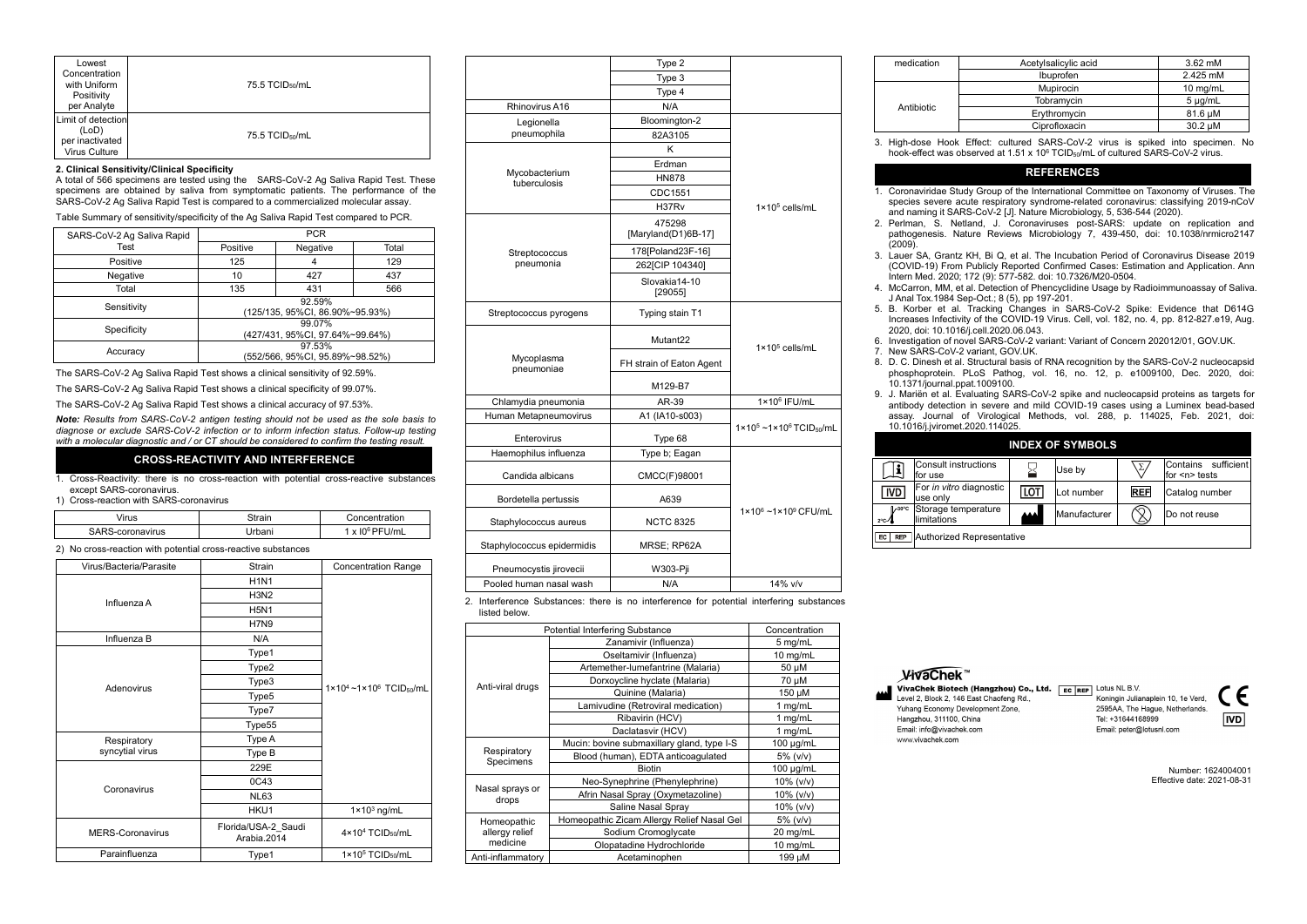| | |
|---|---|
| Lowest Concentration with Uniform Positivity per Analyte | 75.5 $TCID_{50}$/mL |
| Limit of detection (LoD) per inactivated Virus Culture | 75.5 $TCID_{50}$/mL |

**2. Clinical Sensitivity/Clinical Specificity**

A total of 566 specimens are tested using the SARS-CoV-2 Ag Saliva Rapid Test. These specimens are obtained by saliva from symptomatic patients. The performance of the SARS-CoV-2 Ag Saliva Rapid Test is compared to a commercialized molecular assay.

Table Summary of sensitivity/specificity of the Ag Saliva Rapid Test compared to PCR.

| SARS-CoV-2 Ag Saliva Rapid Test | PCR | | |
|---|---|---|---|
| | Positive | Negative | Total |
| Positive | 125 | 4 | 129 |
| Negative | 10 | 427 | 437 |
| Total | 135 | 431 | 566 |
| Sensitivity | 92.59% (125/135, 95%CI, 86.90%~95.93%) | | |
| Specificity | 99.07% (427/431, 95%CI, 97.64%~99.64%) | | |
| Accuracy | 97.53% (552/566, 95%CI, 95.89%~98.52%) | | |

The SARS-CoV-2 Ag Saliva Rapid Test shows a clinical sensitivity of 92.59%.

The SARS-CoV-2 Ag Saliva Rapid Test shows a clinical specificity of 99.07%.

The SARS-CoV-2 Ag Saliva Rapid Test shows a clinical accuracy of 97.53%.

***Note:*** *Results from SARS-CoV-2 antigen testing should not be used as the sole basis to diagnose or exclude SARS-CoV-2 infection or to inform infection status. Follow-up testing with a molecular diagnostic and / or CT should be considered to confirm the testing result.*

## CROSS-REACTIVITY AND INTERFERENCE

1. Cross-Reactivity: there is no cross-reaction with potential cross-reactive substances except SARS-coronavirus.

1) Cross-reaction with SARS-coronavirus

| Virus | Strain | Concentration |
|---|---|---|
| SARS-coronavirus | Urbani | $1 \times 10^6$ PFU/mL |

2) No cross-reaction with potential cross-reactive substances

| Virus/Bacteria/Parasite | Strain | Concentration Range |
|---|---|---|
| Influenza A | H1N1 | $1\times10^4$ ~ $1\times10^6$ $TCID_{50}$/mL |
| | H3N2 | |
| | H5N1 | |
| | H7N9 | |
| Influenza B | N/A | |
| Adenovirus | Type1 | |
| | Type2 | |
| | Type3 | |
| | Type5 | |
| | Type7 | |
| | Type55 | |
| Respiratory syncytial virus | Type A | |
| | Type B | |
| Coronavirus | 229E | |
| | 0C43 | |
| | NL63 | |
| | HKU1 | $1\times10^3$ ng/mL |
| MERS-Coronavirus | Florida/USA-2_Saudi Arabia.2014 | $4\times10^4$ $TCID_{50}$/mL |
| Parainfluenza | Type1 | $1\times10^5$ $TCID_{50}$/mL |
| | Type 2 | |
| | Type 3 | |
| | Type 4 | |
| Rhinovirus A16 | N/A | |
| Legionella pneumophila | Bloomington-2 | $1\times10^5$ cells/mL |
| | 82A3105 | |
| Mycobacterium tuberculosis | K | |
| | Erdman | |
| | HN878 | |
| | CDC1551 | |
| | H37Rv | |
| Streptococcus pneumonia | 475298 [Maryland(D1)6B-17] | |
| | 178[Poland23F-16] | |
| | 262[CIP 104340] | |
| | Slovakia14-10 [29055] | |
| Streptococcus pyrogens | Typing stain T1 | $1\times10^5$ cells/mL |
| Mycoplasma pneumoniae | Mutant22 | |
| | FH strain of Eaton Agent | |
| | M129-B7 | |
| Chlamydia pneumonia | AR-39 | $1\times10^6$ IFU/mL |
| Human Metapneumovirus | A1 (IA10-s003) | $1\times10^5$ ~ $1\times10^6$ $TCID_{50}$/mL |
| Enterovirus | Type 68 | |
| Haemophilus influenza | Type b; Eagan | $1\times10^6$ ~ $1\times10^9$ CFU/mL |
| Candida albicans | CMCC(F)98001 | |
| Bordetella pertussis | A639 | |
| Staphylococcus aureus | NCTC 8325 | |
| Staphylococcus epidermidis | MRSE; RP62A | |
| Pneumocystis jirovecii | W303-Pji | |
| Pooled human nasal wash | N/A | 14% v/v |

2. Interference Substances: there is no interference for potential interfering substances listed below.

| Potential Interfering Substance | | Concentration |
|---|---|---|
| Anti-viral drugs | Zanamivir (Influenza) | 5 mg/mL |
| | Oseltamivir (Influenza) | 10 mg/mL |
| | Artemether-lumefantrine (Malaria) | 50 μM |
| | Dorxoycline hyclate (Malaria) | 70 μM |
| | Quinine (Malaria) | 150 μM |
| | Lamivudine (Retroviral medication) | 1 mg/mL |
| | Ribavirin (HCV) | 1 mg/mL |
| | Daclatasvir (HCV) | 1 mg/mL |
| Respiratory Specimens | Mucin: bovine submaxillary gland, type I-S | 100 μg/mL |
| | Blood (human), EDTA anticoagulated | 5% (v/v) |
| | Biotin | 100 μg/mL |
| Nasal sprays or drops | Neo-Synephrine (Phenylephrine) | 10% (v/v) |
| | Afrin Nasal Spray (Oxymetazoline) | 10% (v/v) |
| | Saline Nasal Spray | 10% (v/v) |
| Homeopathic allergy relief medicine | Homeopathic Zicam Allergy Relief Nasal Gel | 5% (v/v) |
| | Sodium Cromoglycate | 20 mg/mL |
| | Olopatadine Hydrochloride | 10 mg/mL |
| Anti-inflammatory medication | Acetaminophen | 199 μM |
| | Acetylsalicylic acid | 3.62 mM |
| | Ibuprofen | 2.425 mM |
| Antibiotic | Mupirocin | 10 mg/mL |
| | Tobramycin | 5 μg/mL |
| | Erythromycin | 81.6 μM |
| | Ciprofloxacin | 30.2 μM |

3. High-dose Hook Effect: cultured SARS-CoV-2 virus is spiked into specimen. No hook-effect was observed at $1.51 \times 10^6$ $TCID_{50}$/mL of cultured SARS-CoV-2 virus.

## REFERENCES

1. Coronaviridae Study Group of the International Committee on Taxonomy of Viruses. The species severe acute respiratory syndrome-related coronavirus: classifying 2019-nCoV and naming it SARS-CoV-2 [J]. Nature Microbiology, 5, 536-544 (2020).
2. Perlman, S. Netland, J. Coronaviruses post-SARS: update on replication and pathogenesis. Nature Reviews Microbiology 7, 439-450, doi: 10.1038/nrmicro2147 (2009).
3. Lauer SA, Grantz KH, Bi Q, et al. The Incubation Period of Coronavirus Disease 2019 (COVID-19) From Publicly Reported Confirmed Cases: Estimation and Application. Ann Intern Med. 2020; 172 (9): 577-582. doi: 10.7326/M20-0504.
4. McCarron, MM, et al. Detection of Phencyclidine Usage by Radioimmunoassay of Saliva. J Anal Tox.1984 Sep-Oct.; 8 (5), pp 197-201.
5. B. Korber et al. Tracking Changes in SARS-CoV-2 Spike: Evidence that D614G Increases Infectivity of the COVID-19 Virus. Cell, vol. 182, no. 4, pp. 812-827.e19, Aug. 2020, doi: 10.1016/j.cell.2020.06.043.
6. Investigation of novel SARS-CoV-2 variant: Variant of Concern 202012/01, GOV.UK.
7. New SARS-CoV-2 variant, GOV.UK.
8. D. C. Dinesh et al. Structural basis of RNA recognition by the SARS-CoV-2 nucleocapsid phosphoprotein. PLoS Pathog, vol. 16, no. 12, p. e1009100, Dec. 2020, doi: 10.1371/journal.ppat.1009100.
9. J. Mariën et al. Evaluating SARS-CoV-2 spike and nucleocapsid proteins as targets for antibody detection in severe and mild COVID-19 cases using a Luminex bead-based assay. Journal of Virological Methods, vol. 288, p. 114025, Feb. 2021, doi: 10.1016/j.jviromet.2020.114025.

## INDEX OF SYMBOLS

| | | | | | |
|---|---|---|---|---|---|
| i | Consult instructions for use | | Use by | Σ | Contains sufficient for <n> tests |
| IVD | For *in vitro* diagnostic use only | LOT | Lot number | REF | Catalog number |
| 2°C–30°C | Storage temperature limitations | | Manufacturer | | Do not reuse |
| EC REP | Authorized Representative | | | | |

VivaChek™

VivaChek Biotech (Hangzhou) Co., Ltd.
Level 2, Block 2, 146 East Chaofeng Rd.,
Yuhang Economy Development Zone,
Hangzhou, 311100, China
Email: info@vivachek.com
www.vivachek.com

EC REP Lotus NL B.V.
Koningin Julianaplein 10, 1e Verd,
2595AA, The Hague, Netherlands.
Tel: +31644168999
Email: peter@lotusnl.com

CE IVD

Number: 1624004001
Effective date: 2021-08-31